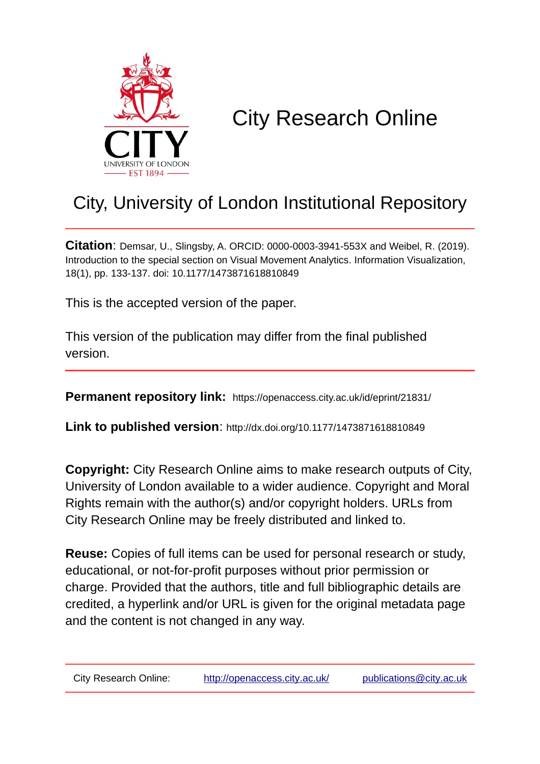# City Research Online

## City, University of London Institutional Repository

**Citation**: Demsar, U., Slingsby, A. ORCID: 0000-0003-3941-553X and Weibel, R. (2019). Introduction to the special section on Visual Movement Analytics. Information Visualization, 18(1), pp. 133-137. doi: 10.1177/1473871618810849

This is the accepted version of the paper.

This version of the publication may differ from the final published version.

**Permanent repository link:** https://openaccess.city.ac.uk/id/eprint/21831/

**Link to published version**: http://dx.doi.org/10.1177/1473871618810849

**Copyright:** City Research Online aims to make research outputs of City, University of London available to a wider audience. Copyright and Moral Rights remain with the author(s) and/or copyright holders. URLs from City Research Online may be freely distributed and linked to.

**Reuse:** Copies of full items can be used for personal research or study, educational, or not-for-profit purposes without prior permission or charge. Provided that the authors, title and full bibliographic details are credited, a hyperlink and/or URL is given for the original metadata page and the content is not changed in any way.

City Research Online: http://openaccess.city.ac.uk/ publications@city.ac.uk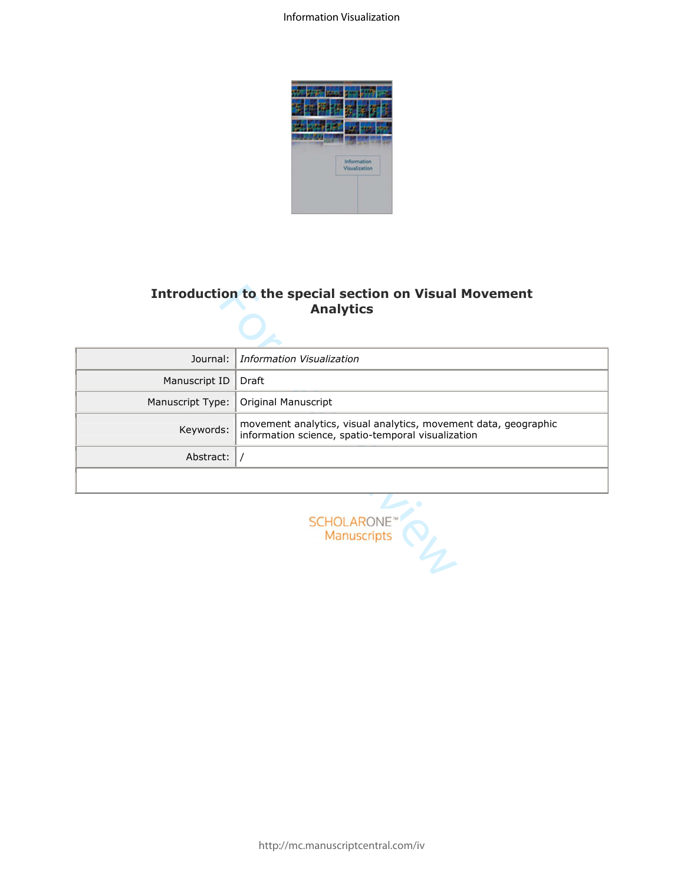# Introduction to the special section on Visual Movement Analytics

| Journal: | *Information Visualization* |
|---|---|
| Manuscript ID | Draft |
| Manuscript Type: | Original Manuscript |
| Keywords: | movement analytics, visual analytics, movement data, geographic information science, spatio-temporal visualization |
| Abstract: | / |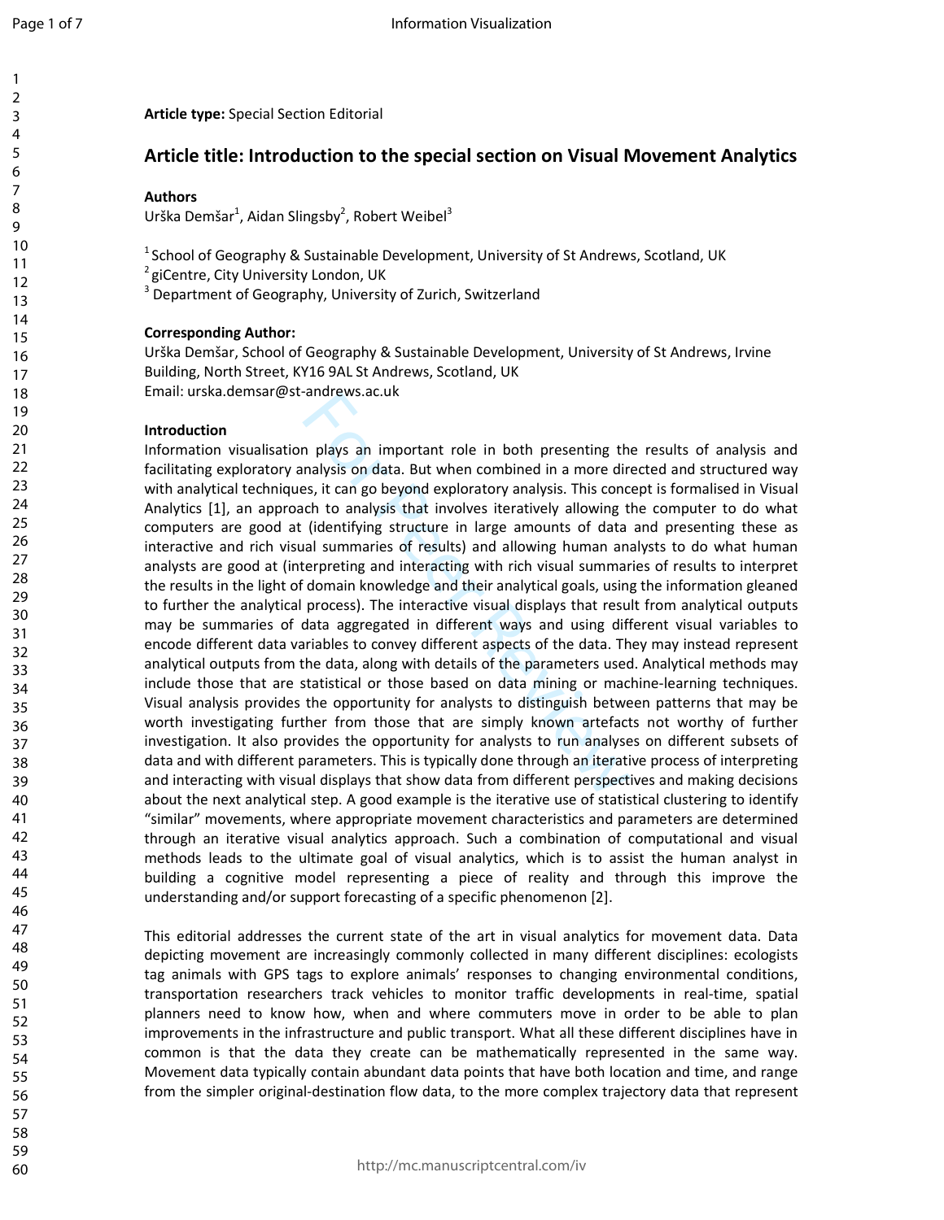**Article type:** Special Section Editorial

## Article title: Introduction to the special section on Visual Movement Analytics

**Authors**

Urška Demšar[1], Aidan Slingsby[2], Robert Weibel[3]

[1] School of Geography & Sustainable Development, University of St Andrews, Scotland, UK
[2] giCentre, City University London, UK
[3] Department of Geography, University of Zurich, Switzerland

**Corresponding Author:**

Urška Demšar, School of Geography & Sustainable Development, University of St Andrews, Irvine Building, North Street, KY16 9AL St Andrews, Scotland, UK
Email: urska.demsar@st-andrews.ac.uk

**Introduction**

Information visualisation plays an important role in both presenting the results of analysis and facilitating exploratory analysis on data. But when combined in a more directed and structured way with analytical techniques, it can go beyond exploratory analysis. This concept is formalised in Visual Analytics [1], an approach to analysis that involves iteratively allowing the computer to do what computers are good at (identifying structure in large amounts of data and presenting these as interactive and rich visual summaries of results) and allowing human analysts to do what human analysts are good at (interpreting and interacting with rich visual summaries of results to interpret the results in the light of domain knowledge and their analytical goals, using the information gleaned to further the analytical process). The interactive visual displays that result from analytical outputs may be summaries of data aggregated in different ways and using different visual variables to encode different data variables to convey different aspects of the data. They may instead represent analytical outputs from the data, along with details of the parameters used. Analytical methods may include those that are statistical or those based on data mining or machine-learning techniques. Visual analysis provides the opportunity for analysts to distinguish between patterns that may be worth investigating further from those that are simply known artefacts not worthy of further investigation. It also provides the opportunity for analysts to run analyses on different subsets of data and with different parameters. This is typically done through an iterative process of interpreting and interacting with visual displays that show data from different perspectives and making decisions about the next analytical step. A good example is the iterative use of statistical clustering to identify "similar" movements, where appropriate movement characteristics and parameters are determined through an iterative visual analytics approach. Such a combination of computational and visual methods leads to the ultimate goal of visual analytics, which is to assist the human analyst in building a cognitive model representing a piece of reality and through this improve the understanding and/or support forecasting of a specific phenomenon [2].

This editorial addresses the current state of the art in visual analytics for movement data. Data depicting movement are increasingly commonly collected in many different disciplines: ecologists tag animals with GPS tags to explore animals' responses to changing environmental conditions, transportation researchers track vehicles to monitor traffic developments in real-time, spatial planners need to know how, when and where commuters move in order to be able to plan improvements in the infrastructure and public transport. What all these different disciplines have in common is that the data they create can be mathematically represented in the same way. Movement data typically contain abundant data points that have both location and time, and range from the simpler original-destination flow data, to the more complex trajectory data that represent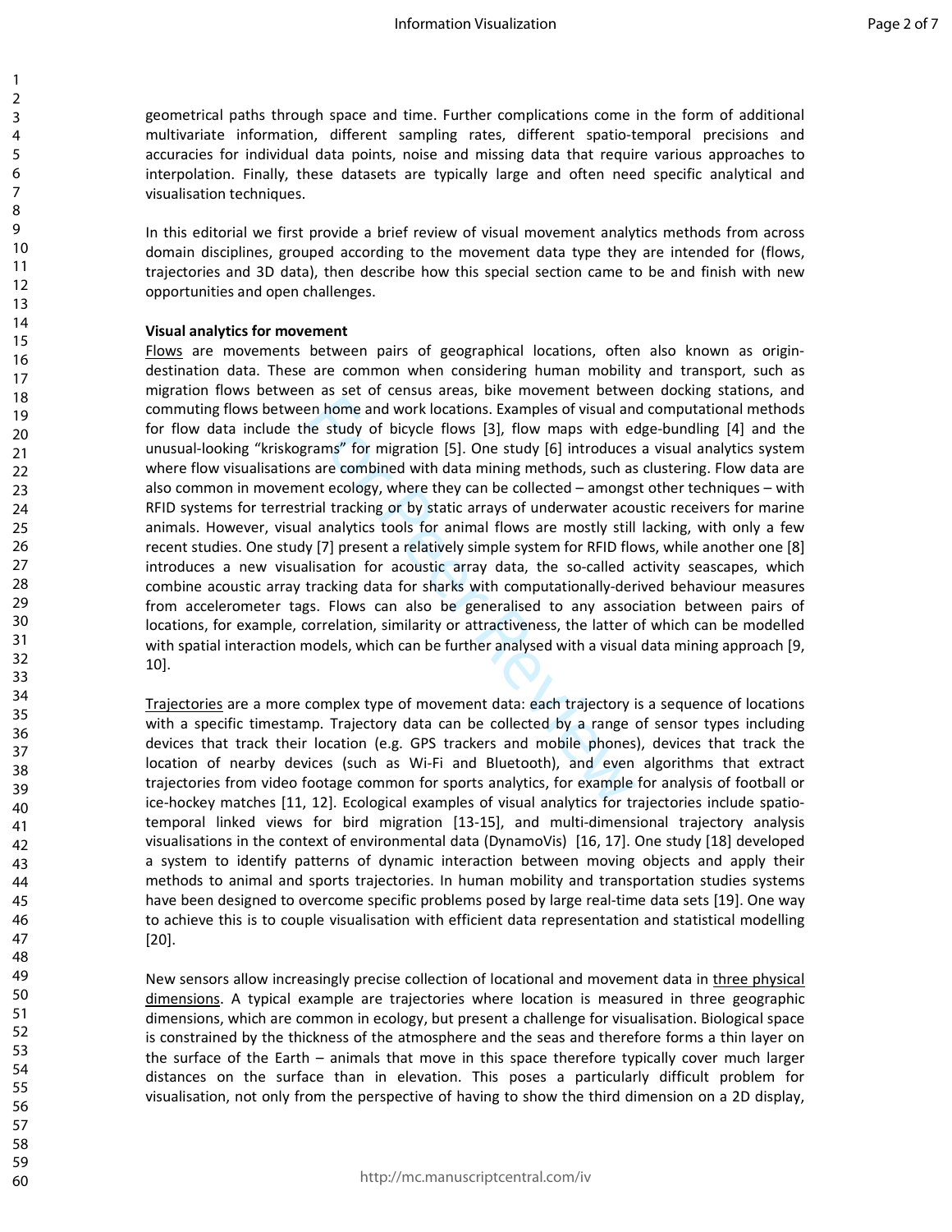geometrical paths through space and time. Further complications come in the form of additional multivariate information, different sampling rates, different spatio-temporal precisions and accuracies for individual data points, noise and missing data that require various approaches to interpolation. Finally, these datasets are typically large and often need specific analytical and visualisation techniques.

In this editorial we first provide a brief review of visual movement analytics methods from across domain disciplines, grouped according to the movement data type they are intended for (flows, trajectories and 3D data), then describe how this special section came to be and finish with new opportunities and open challenges.

**Visual analytics for movement**

Flows are movements between pairs of geographical locations, often also known as origin-destination data. These are common when considering human mobility and transport, such as migration flows between as set of census areas, bike movement between docking stations, and commuting flows between home and work locations. Examples of visual and computational methods for flow data include the study of bicycle flows [3], flow maps with edge-bundling [4] and the unusual-looking "kriskograms" for migration [5]. One study [6] introduces a visual analytics system where flow visualisations are combined with data mining methods, such as clustering. Flow data are also common in movement ecology, where they can be collected – amongst other techniques – with RFID systems for terrestrial tracking or by static arrays of underwater acoustic receivers for marine animals. However, visual analytics tools for animal flows are mostly still lacking, with only a few recent studies. One study [7] present a relatively simple system for RFID flows, while another one [8] introduces a new visualisation for acoustic array data, the so-called activity seascapes, which combine acoustic array tracking data for sharks with computationally-derived behaviour measures from accelerometer tags. Flows can also be generalised to any association between pairs of locations, for example, correlation, similarity or attractiveness, the latter of which can be modelled with spatial interaction models, which can be further analysed with a visual data mining approach [9, 10].

Trajectories are a more complex type of movement data: each trajectory is a sequence of locations with a specific timestamp. Trajectory data can be collected by a range of sensor types including devices that track their location (e.g. GPS trackers and mobile phones), devices that track the location of nearby devices (such as Wi-Fi and Bluetooth), and even algorithms that extract trajectories from video footage common for sports analytics, for example for analysis of football or ice-hockey matches [11, 12]. Ecological examples of visual analytics for trajectories include spatio-temporal linked views for bird migration [13-15], and multi-dimensional trajectory analysis visualisations in the context of environmental data (DynamoVis) [16, 17]. One study [18] developed a system to identify patterns of dynamic interaction between moving objects and apply their methods to animal and sports trajectories. In human mobility and transportation studies systems have been designed to overcome specific problems posed by large real-time data sets [19]. One way to achieve this is to couple visualisation with efficient data representation and statistical modelling [20].

New sensors allow increasingly precise collection of locational and movement data in three physical dimensions. A typical example are trajectories where location is measured in three geographic dimensions, which are common in ecology, but present a challenge for visualisation. Biological space is constrained by the thickness of the atmosphere and the seas and therefore forms a thin layer on the surface of the Earth – animals that move in this space therefore typically cover much larger distances on the surface than in elevation. This poses a particularly difficult problem for visualisation, not only from the perspective of having to show the third dimension on a 2D display,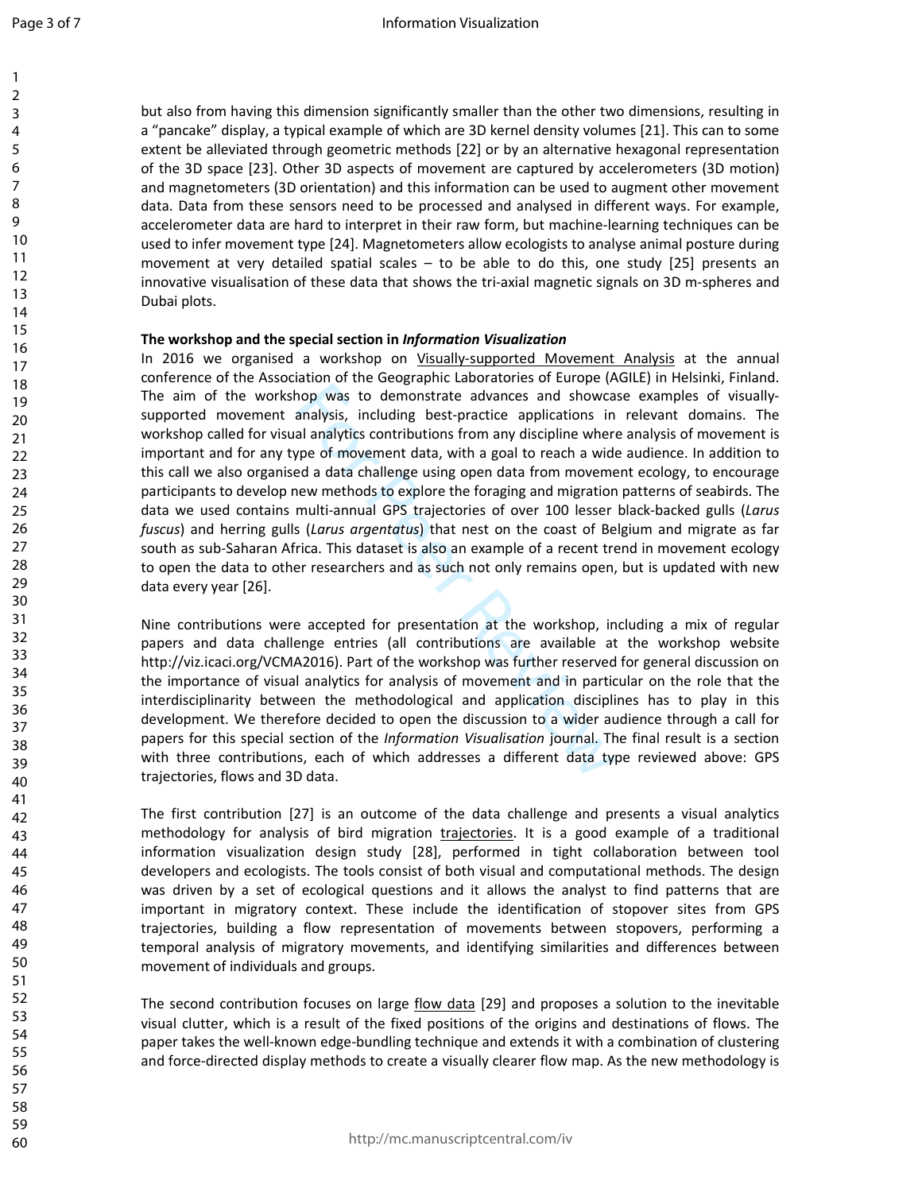but also from having this dimension significantly smaller than the other two dimensions, resulting in a "pancake" display, a typical example of which are 3D kernel density volumes [21]. This can to some extent be alleviated through geometric methods [22] or by an alternative hexagonal representation of the 3D space [23]. Other 3D aspects of movement are captured by accelerometers (3D motion) and magnetometers (3D orientation) and this information can be used to augment other movement data. Data from these sensors need to be processed and analysed in different ways. For example, accelerometer data are hard to interpret in their raw form, but machine-learning techniques can be used to infer movement type [24]. Magnetometers allow ecologists to analyse animal posture during movement at very detailed spatial scales – to be able to do this, one study [25] presents an innovative visualisation of these data that shows the tri-axial magnetic signals on 3D m-spheres and Dubai plots.

**The workshop and the special section in *Information Visualization***

In 2016 we organised a workshop on Visually-supported Movement Analysis at the annual conference of the Association of the Geographic Laboratories of Europe (AGILE) in Helsinki, Finland. The aim of the workshop was to demonstrate advances and showcase examples of visually-supported movement analysis, including best-practice applications in relevant domains. The workshop called for visual analytics contributions from any discipline where analysis of movement is important and for any type of movement data, with a goal to reach a wide audience. In addition to this call we also organised a data challenge using open data from movement ecology, to encourage participants to develop new methods to explore the foraging and migration patterns of seabirds. The data we used contains multi-annual GPS trajectories of over 100 lesser black-backed gulls (*Larus fuscus*) and herring gulls (*Larus argentatus*) that nest on the coast of Belgium and migrate as far south as sub-Saharan Africa. This dataset is also an example of a recent trend in movement ecology to open the data to other researchers and as such not only remains open, but is updated with new data every year [26].

Nine contributions were accepted for presentation at the workshop, including a mix of regular papers and data challenge entries (all contributions are available at the workshop website http://viz.icaci.org/VCMA2016). Part of the workshop was further reserved for general discussion on the importance of visual analytics for analysis of movement and in particular on the role that the interdisciplinarity between the methodological and application disciplines has to play in this development. We therefore decided to open the discussion to a wider audience through a call for papers for this special section of the *Information Visualisation* journal. The final result is a section with three contributions, each of which addresses a different data type reviewed above: GPS trajectories, flows and 3D data.

The first contribution [27] is an outcome of the data challenge and presents a visual analytics methodology for analysis of bird migration trajectories. It is a good example of a traditional information visualization design study [28], performed in tight collaboration between tool developers and ecologists. The tools consist of both visual and computational methods. The design was driven by a set of ecological questions and it allows the analyst to find patterns that are important in migratory context. These include the identification of stopover sites from GPS trajectories, building a flow representation of movements between stopovers, performing a temporal analysis of migratory movements, and identifying similarities and differences between movement of individuals and groups.

The second contribution focuses on large flow data [29] and proposes a solution to the inevitable visual clutter, which is a result of the fixed positions of the origins and destinations of flows. The paper takes the well-known edge-bundling technique and extends it with a combination of clustering and force-directed display methods to create a visually clearer flow map. As the new methodology is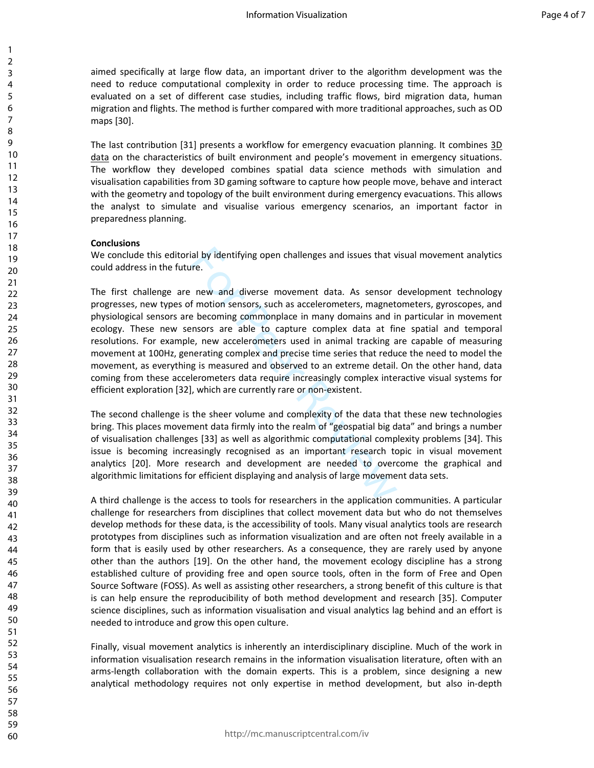aimed specifically at large flow data, an important driver to the algorithm development was the need to reduce computational complexity in order to reduce processing time. The approach is evaluated on a set of different case studies, including traffic flows, bird migration data, human migration and flights. The method is further compared with more traditional approaches, such as OD maps [30].

The last contribution [31] presents a workflow for emergency evacuation planning. It combines 3D data on the characteristics of built environment and people's movement in emergency situations. The workflow they developed combines spatial data science methods with simulation and visualisation capabilities from 3D gaming software to capture how people move, behave and interact with the geometry and topology of the built environment during emergency evacuations. This allows the analyst to simulate and visualise various emergency scenarios, an important factor in preparedness planning.

**Conclusions**

We conclude this editorial by identifying open challenges and issues that visual movement analytics could address in the future.

The first challenge are new and diverse movement data. As sensor development technology progresses, new types of motion sensors, such as accelerometers, magnetometers, gyroscopes, and physiological sensors are becoming commonplace in many domains and in particular in movement ecology. These new sensors are able to capture complex data at fine spatial and temporal resolutions. For example, new accelerometers used in animal tracking are capable of measuring movement at 100Hz, generating complex and precise time series that reduce the need to model the movement, as everything is measured and observed to an extreme detail. On the other hand, data coming from these accelerometers data require increasingly complex interactive visual systems for efficient exploration [32], which are currently rare or non-existent.

The second challenge is the sheer volume and complexity of the data that these new technologies bring. This places movement data firmly into the realm of "geospatial big data" and brings a number of visualisation challenges [33] as well as algorithmic computational complexity problems [34]. This issue is becoming increasingly recognised as an important research topic in visual movement analytics [20]. More research and development are needed to overcome the graphical and algorithmic limitations for efficient displaying and analysis of large movement data sets.

A third challenge is the access to tools for researchers in the application communities. A particular challenge for researchers from disciplines that collect movement data but who do not themselves develop methods for these data, is the accessibility of tools. Many visual analytics tools are research prototypes from disciplines such as information visualization and are often not freely available in a form that is easily used by other researchers. As a consequence, they are rarely used by anyone other than the authors [19]. On the other hand, the movement ecology discipline has a strong established culture of providing free and open source tools, often in the form of Free and Open Source Software (FOSS). As well as assisting other researchers, a strong benefit of this culture is that is can help ensure the reproducibility of both method development and research [35]. Computer science disciplines, such as information visualisation and visual analytics lag behind and an effort is needed to introduce and grow this open culture.

Finally, visual movement analytics is inherently an interdisciplinary discipline. Much of the work in information visualisation research remains in the information visualisation literature, often with an arms-length collaboration with the domain experts. This is a problem, since designing a new analytical methodology requires not only expertise in method development, but also in-depth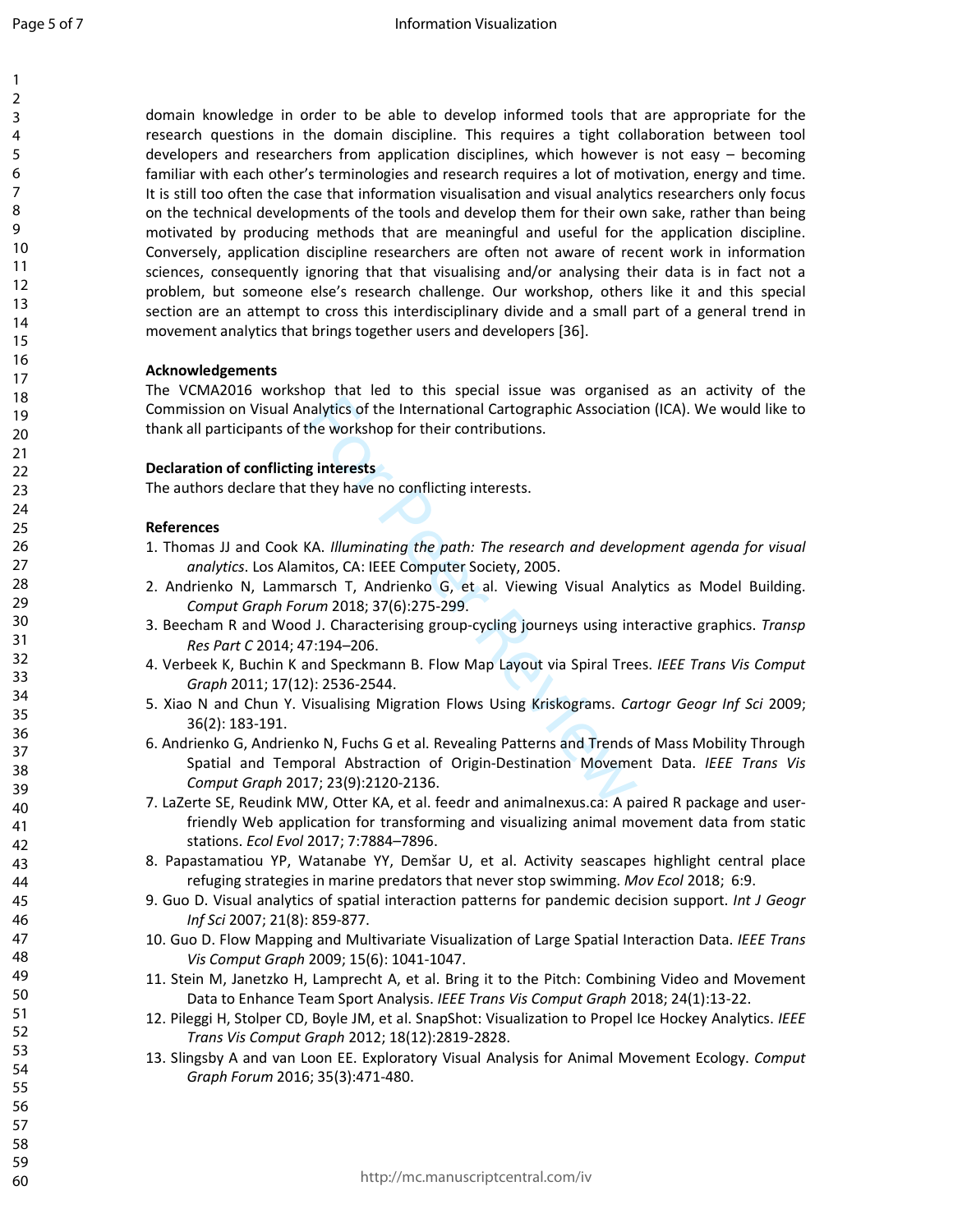domain knowledge in order to be able to develop informed tools that are appropriate for the research questions in the domain discipline. This requires a tight collaboration between tool developers and researchers from application disciplines, which however is not easy – becoming familiar with each other's terminologies and research requires a lot of motivation, energy and time. It is still too often the case that information visualisation and visual analytics researchers only focus on the technical developments of the tools and develop them for their own sake, rather than being motivated by producing methods that are meaningful and useful for the application discipline. Conversely, application discipline researchers are often not aware of recent work in information sciences, consequently ignoring that that visualising and/or analysing their data is in fact not a problem, but someone else's research challenge. Our workshop, others like it and this special section are an attempt to cross this interdisciplinary divide and a small part of a general trend in movement analytics that brings together users and developers [36].

**Acknowledgements**

The VCMA2016 workshop that led to this special issue was organised as an activity of the Commission on Visual Analytics of the International Cartographic Association (ICA). We would like to thank all participants of the workshop for their contributions.

**Declaration of conflicting interests**

The authors declare that they have no conflicting interests.

**References**

1. Thomas JJ and Cook KA. *Illuminating the path: The research and development agenda for visual analytics*. Los Alamitos, CA: IEEE Computer Society, 2005.
2. Andrienko N, Lammarsch T, Andrienko G, et al. Viewing Visual Analytics as Model Building. *Comput Graph Forum* 2018; 37(6):275-299.
3. Beecham R and Wood J. Characterising group-cycling journeys using interactive graphics. *Transp Res Part C* 2014; 47:194–206.
4. Verbeek K, Buchin K and Speckmann B. Flow Map Layout via Spiral Trees. *IEEE Trans Vis Comput Graph* 2011; 17(12): 2536-2544.
5. Xiao N and Chun Y. Visualising Migration Flows Using Kriskograms. *Cartogr Geogr Inf Sci* 2009; 36(2): 183-191.
6. Andrienko G, Andrienko N, Fuchs G et al. Revealing Patterns and Trends of Mass Mobility Through Spatial and Temporal Abstraction of Origin-Destination Movement Data. *IEEE Trans Vis Comput Graph* 2017; 23(9):2120-2136.
7. LaZerte SE, Reudink MW, Otter KA, et al. feedr and animalnexus.ca: A paired R package and user-friendly Web application for transforming and visualizing animal movement data from static stations. *Ecol Evol* 2017; 7:7884–7896.
8. Papastamatiou YP, Watanabe YY, Demšar U, et al. Activity seascapes highlight central place refuging strategies in marine predators that never stop swimming. *Mov Ecol* 2018; 6:9.
9. Guo D. Visual analytics of spatial interaction patterns for pandemic decision support. *Int J Geogr Inf Sci* 2007; 21(8): 859-877.
10. Guo D. Flow Mapping and Multivariate Visualization of Large Spatial Interaction Data. *IEEE Trans Vis Comput Graph* 2009; 15(6): 1041-1047.
11. Stein M, Janetzko H, Lamprecht A, et al. Bring it to the Pitch: Combining Video and Movement Data to Enhance Team Sport Analysis. *IEEE Trans Vis Comput Graph* 2018; 24(1):13-22.
12. Pileggi H, Stolper CD, Boyle JM, et al. SnapShot: Visualization to Propel Ice Hockey Analytics. *IEEE Trans Vis Comput Graph* 2012; 18(12):2819-2828.
13. Slingsby A and van Loon EE. Exploratory Visual Analysis for Animal Movement Ecology. *Comput Graph Forum* 2016; 35(3):471-480.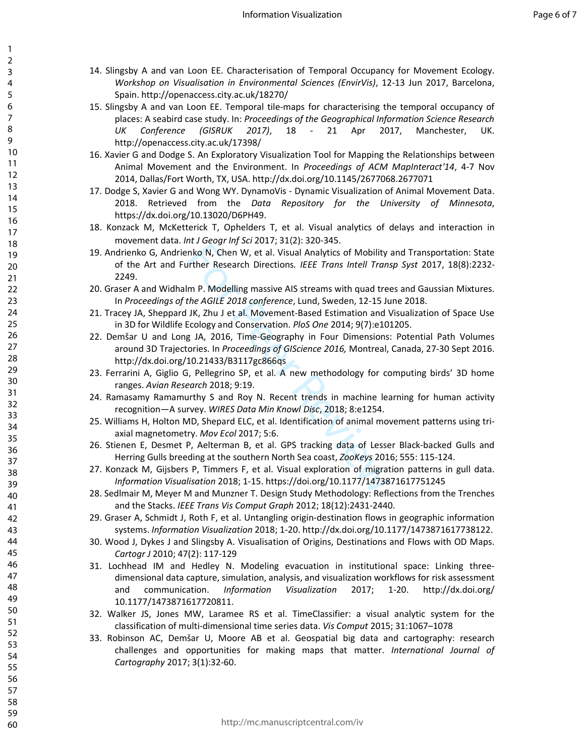14. Slingsby A and van Loon EE. Characterisation of Temporal Occupancy for Movement Ecology. *Workshop on Visualisation in Environmental Sciences (EnvirVis)*, 12-13 Jun 2017, Barcelona, Spain. http://openaccess.city.ac.uk/18270/
15. Slingsby A and van Loon EE. Temporal tile-maps for characterising the temporal occupancy of places: A seabird case study. In: *Proceedings of the Geographical Information Science Research UK Conference (GISRUK 2017)*, 18 - 21 Apr 2017, Manchester, UK. http://openaccess.city.ac.uk/17398/
16. Xavier G and Dodge S. An Exploratory Visualization Tool for Mapping the Relationships between Animal Movement and the Environment. In *Proceedings of ACM MapInteract'14*, 4-7 Nov 2014, Dallas/Fort Worth, TX, USA. http://dx.doi.org/10.1145/2677068.2677071
17. Dodge S, Xavier G and Wong WY. DynamoVis - Dynamic Visualization of Animal Movement Data. 2018. Retrieved from the *Data Repository for the University of Minnesota*, https://dx.doi.org/10.13020/D6PH49.
18. Konzack M, McKetterick T, Ophelders T, et al. Visual analytics of delays and interaction in movement data. *Int J Geogr Inf Sci* 2017; 31(2): 320-345.
19. Andrienko G, Andrienko N, Chen W, et al. Visual Analytics of Mobility and Transportation: State of the Art and Further Research Directions. *IEEE Trans Intell Transp Syst* 2017, 18(8):2232-2249.
20. Graser A and Widhalm P. Modelling massive AIS streams with quad trees and Gaussian Mixtures. In *Proceedings of the AGILE 2018 conference*, Lund, Sweden, 12-15 June 2018.
21. Tracey JA, Sheppard JK, Zhu J et al. Movement-Based Estimation and Visualization of Space Use in 3D for Wildlife Ecology and Conservation. *PloS One* 2014; 9(7):e101205.
22. Demšar U and Long JA, 2016, Time-Geography in Four Dimensions: Potential Path Volumes around 3D Trajectories. In *Proceedings of GIScience 2016,* Montreal, Canada, 27-30 Sept 2016. http://dx.doi.org/10.21433/B3117gc866qs
23. Ferrarini A, Giglio G, Pellegrino SP, et al. A new methodology for computing birds' 3D home ranges. *Avian Research* 2018; 9:19.
24. Ramasamy Ramamurthy S and Roy N. Recent trends in machine learning for human activity recognition—A survey. *WIRES Data Min Knowl Disc*, 2018; 8:e1254.
25. Williams H, Holton MD, Shepard ELC, et al. Identification of animal movement patterns using tri-axial magnetometry. *Mov Ecol* 2017; 5:6.
26. Stienen E, Desmet P, Aelterman B, et al. GPS tracking data of Lesser Black-backed Gulls and Herring Gulls breeding at the southern North Sea coast, *ZooKeys* 2016; 555: 115-124.
27. Konzack M, Gijsbers P, Timmers F, et al. Visual exploration of migration patterns in gull data. *Information Visualisation* 2018; 1-15. https://doi.org/10.1177/1473871617751245
28. Sedlmair M, Meyer M and Munzner T. Design Study Methodology: Reflections from the Trenches and the Stacks. *IEEE Trans Vis Comput Graph* 2012; 18(12):2431-2440.
29. Graser A, Schmidt J, Roth F, et al. Untangling origin-destination flows in geographic information systems. *Information Visualization* 2018; 1-20. http://dx.doi.org/10.1177/1473871617738122.
30. Wood J, Dykes J and Slingsby A. Visualisation of Origins, Destinations and Flows with OD Maps. *Cartogr J* 2010; 47(2): 117-129
31. Lochhead IM and Hedley N. Modeling evacuation in institutional space: Linking three-dimensional data capture, simulation, analysis, and visualization workflows for risk assessment and communication. *Information Visualization* 2017; 1-20. http://dx.doi.org/10.1177/1473871617720811.
32. Walker JS, Jones MW, Laramee RS et al. TimeClassifier: a visual analytic system for the classification of multi-dimensional time series data. *Vis Comput* 2015; 31:1067–1078
33. Robinson AC, Demšar U, Moore AB et al. Geospatial big data and cartography: research challenges and opportunities for making maps that matter. *International Journal of Cartography* 2017; 3(1):32-60.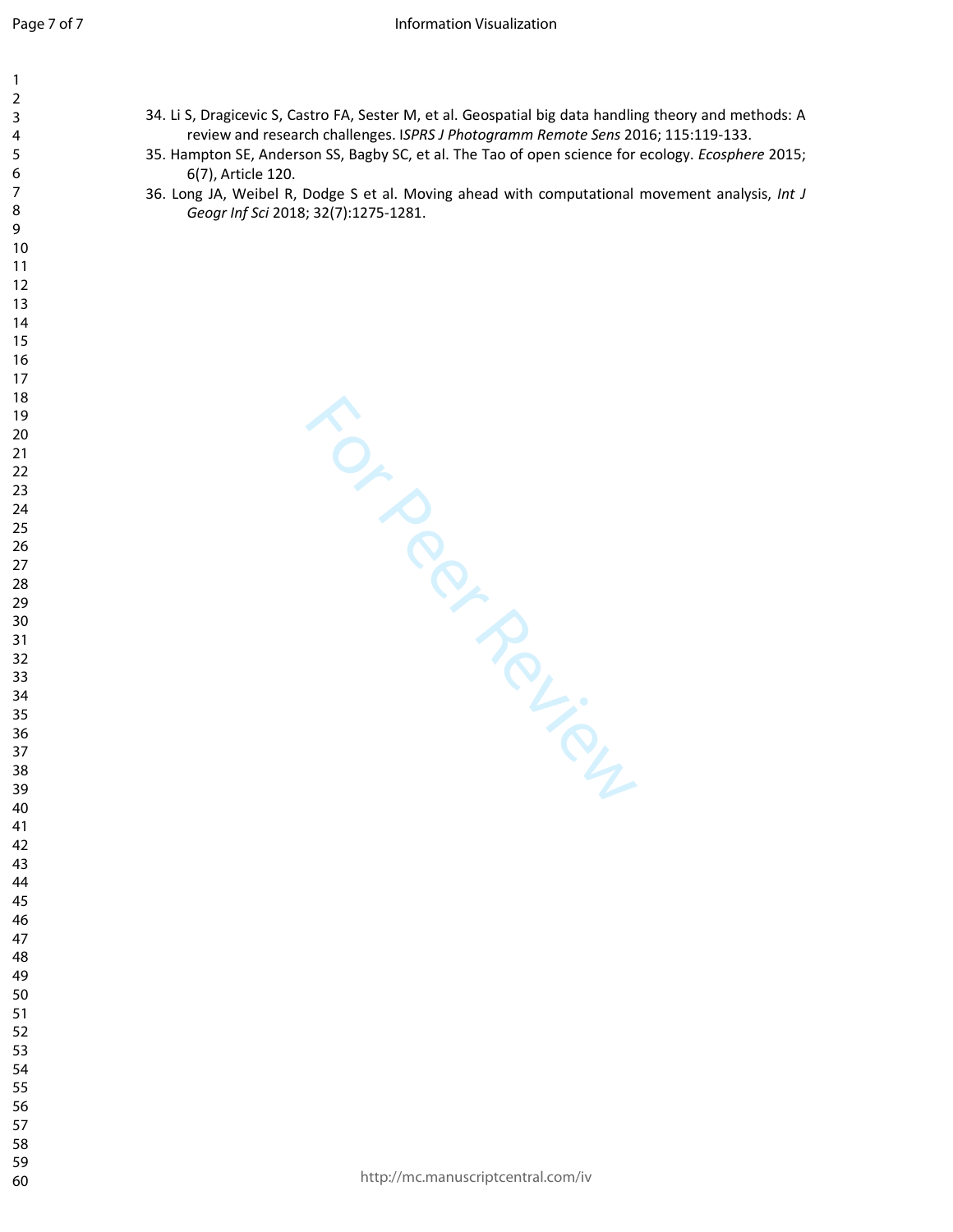34. Li S, Dragicevic S, Castro FA, Sester M, et al. Geospatial big data handling theory and methods: A review and research challenges. I*SPRS J Photogramm Remote Sens* 2016; 115:119-133.
35. Hampton SE, Anderson SS, Bagby SC, et al. The Tao of open science for ecology. *Ecosphere* 2015; 6(7), Article 120.
36. Long JA, Weibel R, Dodge S et al. Moving ahead with computational movement analysis, *Int J Geogr Inf Sci* 2018; 32(7):1275-1281.